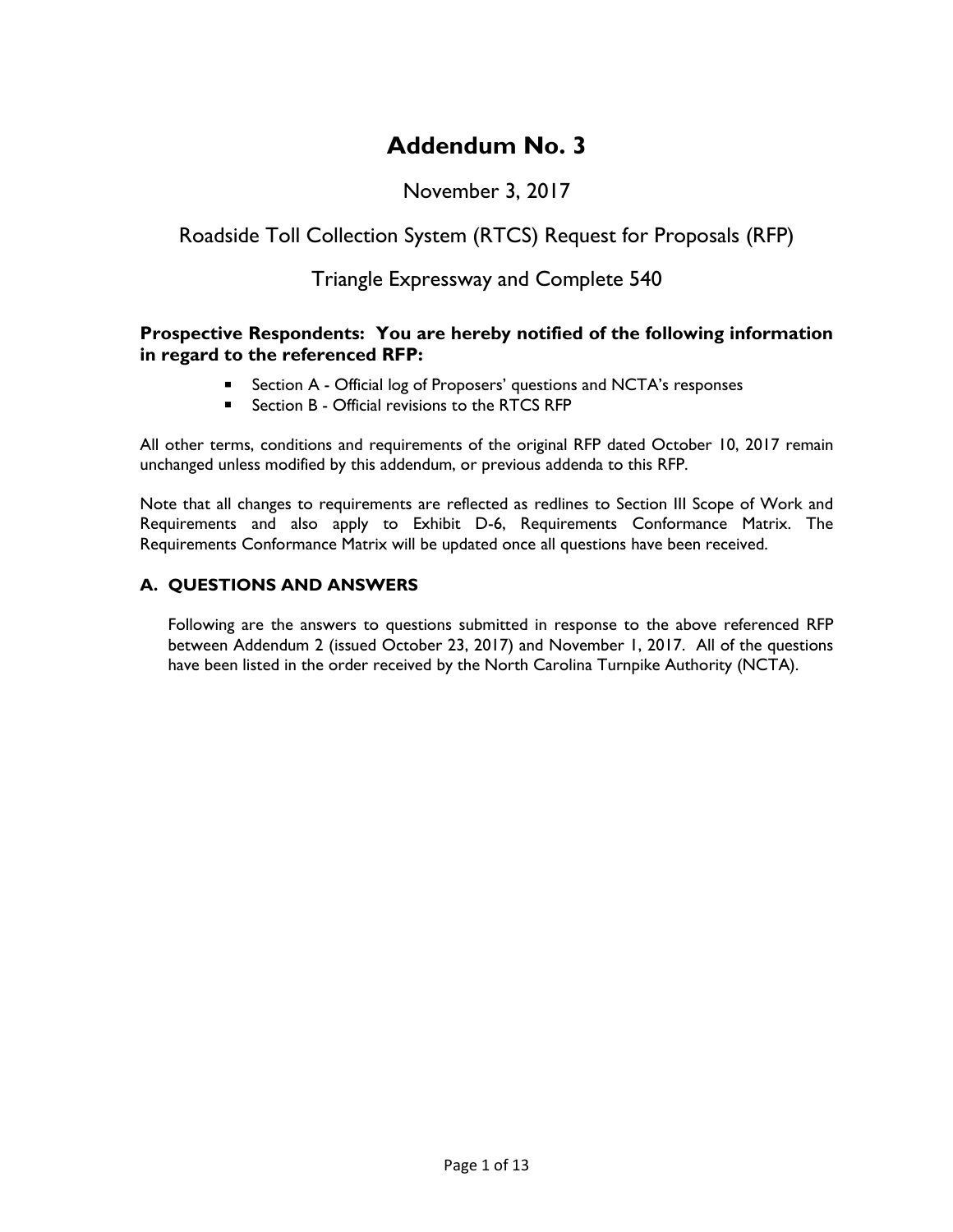# Addendum No. 3

November 3, 2017

Roadside Toll Collection System (RTCS) Request for Proposals (RFP)

Triangle Expressway and Complete 540

**Prospective Respondents: You are hereby notified of the following information in regard to the referenced RFP:**

- Section A - Official log of Proposers' questions and NCTA's responses
- Section B - Official revisions to the RTCS RFP

All other terms, conditions and requirements of the original RFP dated October 10, 2017 remain unchanged unless modified by this addendum, or previous addenda to this RFP.

Note that all changes to requirements are reflected as redlines to Section III Scope of Work and Requirements and also apply to Exhibit D-6, Requirements Conformance Matrix. The Requirements Conformance Matrix will be updated once all questions have been received.

### A. QUESTIONS AND ANSWERS

Following are the answers to questions submitted in response to the above referenced RFP between Addendum 2 (issued October 23, 2017) and November 1, 2017. All of the questions have been listed in the order received by the North Carolina Turnpike Authority (NCTA).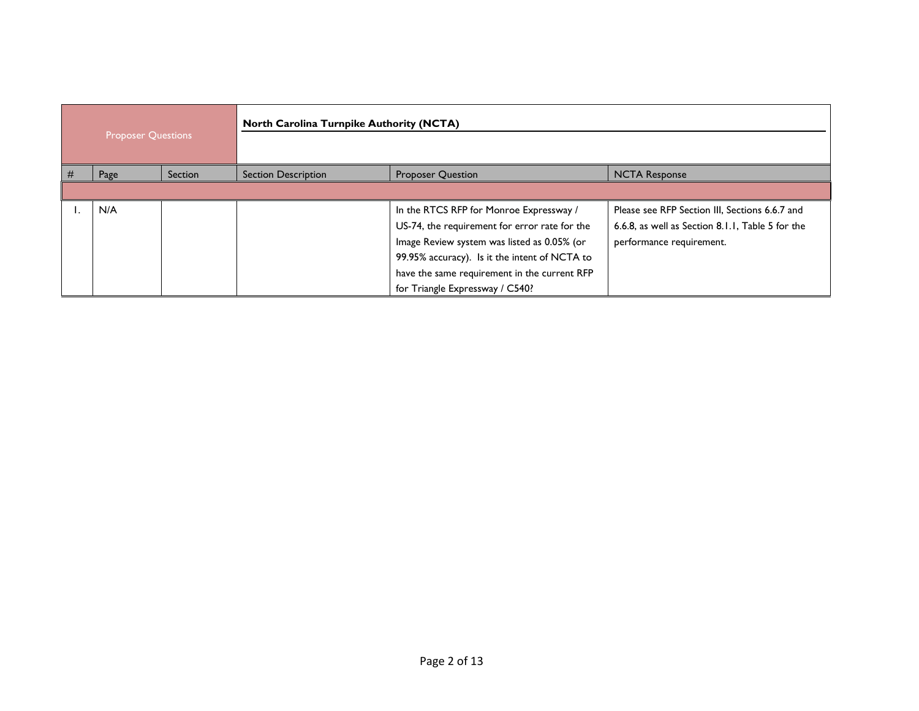| Proposer Questions | | | North Carolina Turnpike Authority (NCTA) | | |
|---|---|---|---|---|---|
| # | Page | Section | Section Description | Proposer Question | NCTA Response |
| | | | | | |
| 1. | N/A | | | In the RTCS RFP for Monroe Expressway / US-74, the requirement for error rate for the Image Review system was listed as 0.05% (or 99.95% accuracy). Is it the intent of NCTA to have the same requirement in the current RFP for Triangle Expressway / C540? | Please see RFP Section III, Sections 6.6.7 and 6.6.8, as well as Section 8.1.1, Table 5 for the performance requirement. |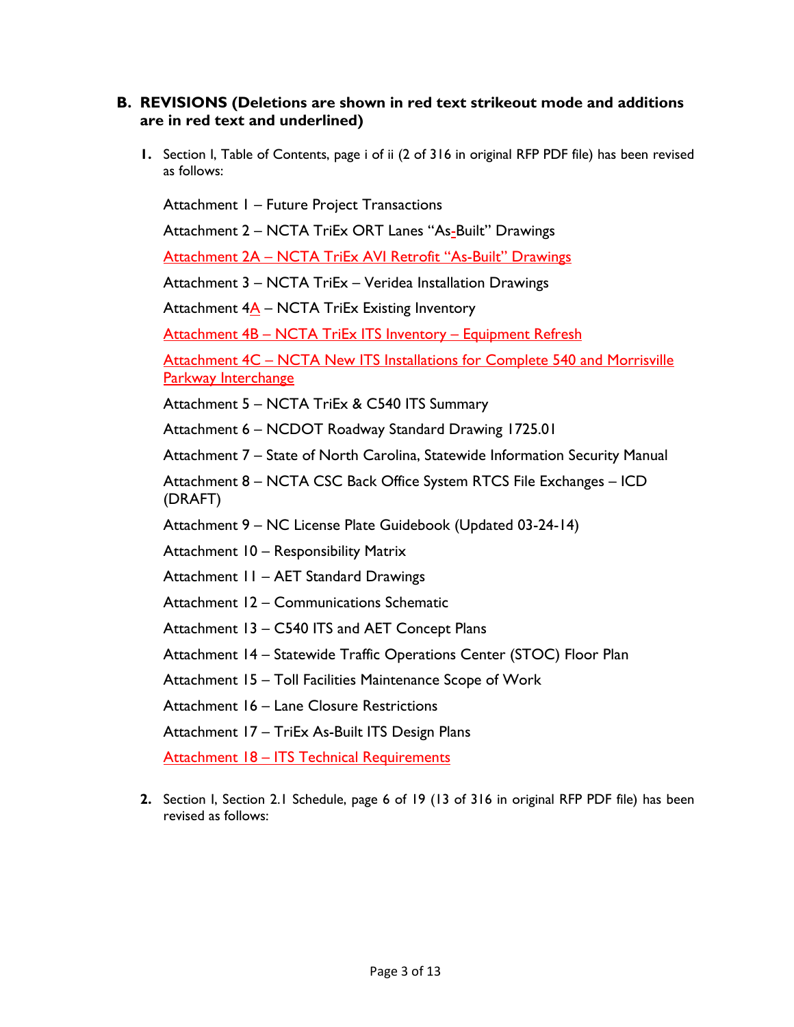## B. REVISIONS (Deletions are shown in red text strikeout mode and additions are in red text and underlined)

1. Section I, Table of Contents, page i of ii (2 of 316 in original RFP PDF file) has been revised as follows:

   Attachment 1 – Future Project Transactions

   Attachment 2 – NCTA TriEx ORT Lanes "As-Built" Drawings

   Attachment 2A – NCTA TriEx AVI Retrofit "As-Built" Drawings

   Attachment 3 – NCTA TriEx – Veridea Installation Drawings

   Attachment 4A – NCTA TriEx Existing Inventory

   Attachment 4B – NCTA TriEx ITS Inventory – Equipment Refresh

   Attachment 4C – NCTA New ITS Installations for Complete 540 and Morrisville Parkway Interchange

   Attachment 5 – NCTA TriEx & C540 ITS Summary

   Attachment 6 – NCDOT Roadway Standard Drawing 1725.01

   Attachment 7 – State of North Carolina, Statewide Information Security Manual

   Attachment 8 – NCTA CSC Back Office System RTCS File Exchanges – ICD (DRAFT)

   Attachment 9 – NC License Plate Guidebook (Updated 03-24-14)

   Attachment 10 – Responsibility Matrix

   Attachment 11 – AET Standard Drawings

   Attachment 12 – Communications Schematic

   Attachment 13 – C540 ITS and AET Concept Plans

   Attachment 14 – Statewide Traffic Operations Center (STOC) Floor Plan

   Attachment 15 – Toll Facilities Maintenance Scope of Work

   Attachment 16 – Lane Closure Restrictions

   Attachment 17 – TriEx As-Built ITS Design Plans

   Attachment 18 – ITS Technical Requirements

2. Section I, Section 2.1 Schedule, page 6 of 19 (13 of 316 in original RFP PDF file) has been revised as follows: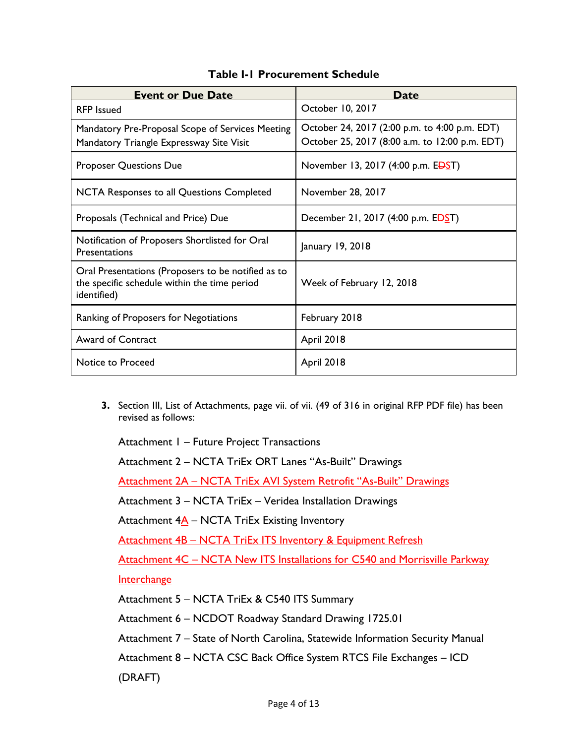**Table I-1 Procurement Schedule**

| Event or Due Date | Date |
|---|---|
| RFP Issued | October 10, 2017 |
| Mandatory Pre-Proposal Scope of Services Meeting<br>Mandatory Triangle Expressway Site Visit | October 24, 2017 (2:00 p.m. to 4:00 p.m. EDT)<br>October 25, 2017 (8:00 a.m. to 12:00 p.m. EDT) |
| Proposer Questions Due | November 13, 2017 (4:00 p.m. E~~D~~ST) |
| NCTA Responses to all Questions Completed | November 28, 2017 |
| Proposals (Technical and Price) Due | December 21, 2017 (4:00 p.m. E~~D~~ST) |
| Notification of Proposers Shortlisted for Oral Presentations | January 19, 2018 |
| Oral Presentations (Proposers to be notified as to the specific schedule within the time period identified) | Week of February 12, 2018 |
| Ranking of Proposers for Negotiations | February 2018 |
| Award of Contract | April 2018 |
| Notice to Proceed | April 2018 |

**3.** Section III, List of Attachments, page vii. of vii. (49 of 316 in original RFP PDF file) has been revised as follows:

Attachment 1 – Future Project Transactions

Attachment 2 – NCTA TriEx ORT Lanes "As-Built" Drawings

Attachment 2A – NCTA TriEx AVI System Retrofit "As-Built" Drawings

Attachment 3 – NCTA TriEx – Veridea Installation Drawings

Attachment 4A – NCTA TriEx Existing Inventory

Attachment 4B – NCTA TriEx ITS Inventory & Equipment Refresh

Attachment 4C – NCTA New ITS Installations for C540 and Morrisville Parkway Interchange

Attachment 5 – NCTA TriEx & C540 ITS Summary

Attachment 6 – NCDOT Roadway Standard Drawing 1725.01

Attachment 7 – State of North Carolina, Statewide Information Security Manual

Attachment 8 – NCTA CSC Back Office System RTCS File Exchanges – ICD (DRAFT)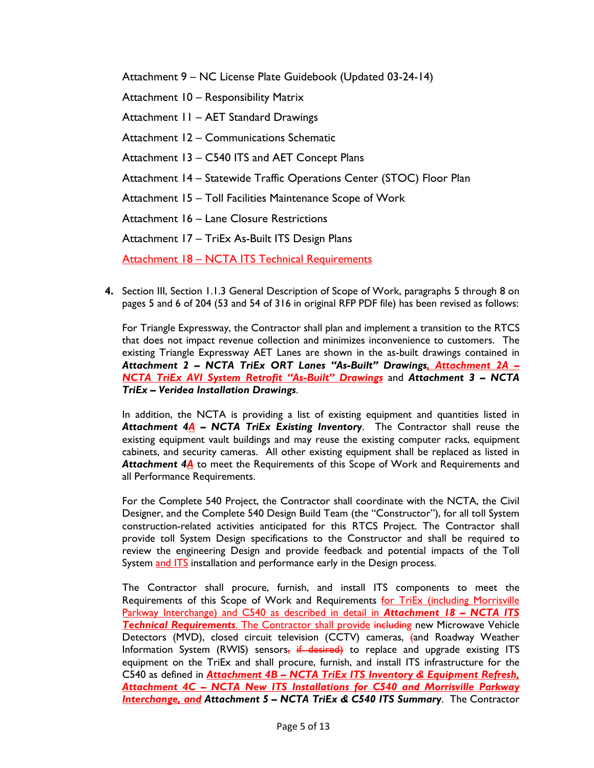Attachment 9 – NC License Plate Guidebook (Updated 03-24-14)

Attachment 10 – Responsibility Matrix

Attachment 11 – AET Standard Drawings

Attachment 12 – Communications Schematic

Attachment 13 – C540 ITS and AET Concept Plans

Attachment 14 – Statewide Traffic Operations Center (STOC) Floor Plan

Attachment 15 – Toll Facilities Maintenance Scope of Work

Attachment 16 – Lane Closure Restrictions

Attachment 17 – TriEx As-Built ITS Design Plans

Attachment 18 – NCTA ITS Technical Requirements

**4.** Section III, Section 1.1.3 General Description of Scope of Work, paragraphs 5 through 8 on pages 5 and 6 of 204 (53 and 54 of 316 in original RFP PDF file) has been revised as follows:

For Triangle Expressway, the Contractor shall plan and implement a transition to the RTCS that does not impact revenue collection and minimizes inconvenience to customers. The existing Triangle Expressway AET Lanes are shown in the as-built drawings contained in ***Attachment 2 – NCTA TriEx ORT Lanes "As-Built" Drawings**, **Attachment 2A – NCTA TriEx AVI System Retrofit "As-Built" Drawings*** and ***Attachment 3 – NCTA TriEx – Veridea Installation Drawings***.

In addition, the NCTA is providing a list of existing equipment and quantities listed in ***Attachment 4A – NCTA TriEx Existing Inventory***. The Contractor shall reuse the existing equipment vault buildings and may reuse the existing computer racks, equipment cabinets, and security cameras. All other existing equipment shall be replaced as listed in ***Attachment 4A*** to meet the Requirements of this Scope of Work and Requirements and all Performance Requirements.

For the Complete 540 Project, the Contractor shall coordinate with the NCTA, the Civil Designer, and the Complete 540 Design Build Team (the "Constructor"), for all toll System construction-related activities anticipated for this RTCS Project. The Contractor shall provide toll System Design specifications to the Constructor and shall be required to review the engineering Design and provide feedback and potential impacts of the Toll System and ITS installation and performance early in the Design process.

The Contractor shall procure, furnish, and install ITS components to meet the Requirements of this Scope of Work and Requirements for TriEx (including Morrisville Parkway Interchange) and C540 as described in detail in ***Attachment 18 – NCTA ITS Technical Requirements***. The Contractor shall provide ~~including~~ new Microwave Vehicle Detectors (MVD), closed circuit television (CCTV) cameras, ~~(~~and Roadway Weather Information System (RWIS) sensors~~, if desired)~~ to replace and upgrade existing ITS equipment on the TriEx and shall procure, furnish, and install ITS infrastructure for the C540 as defined in ***Attachment 4B – NCTA TriEx ITS Inventory & Equipment Refresh, Attachment 4C – NCTA New ITS Installations for C540 and Morrisville Parkway Interchange, and Attachment 5 – NCTA TriEx & C540 ITS Summary***. The Contractor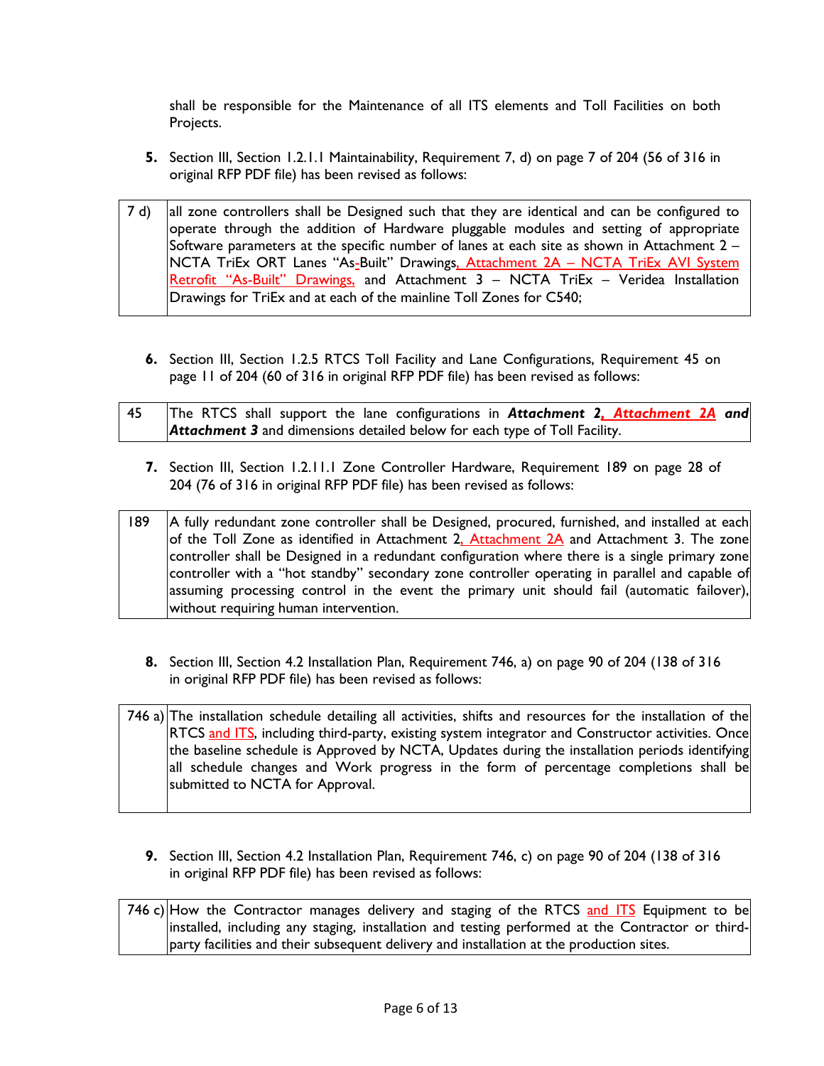shall be responsible for the Maintenance of all ITS elements and Toll Facilities on both Projects.

5. Section III, Section 1.2.1.1 Maintainability, Requirement 7, d) on page 7 of 204 (56 of 316 in original RFP PDF file) has been revised as follows:

| 7 d) | all zone controllers shall be Designed such that they are identical and can be configured to operate through the addition of Hardware pluggable modules and setting of appropriate Software parameters at the specific number of lanes at each site as shown in Attachment 2 – NCTA TriEx ORT Lanes "As-Built" Drawings, Attachment 2A – NCTA TriEx AVI System Retrofit "As-Built" Drawings, and Attachment 3 – NCTA TriEx – Veridea Installation Drawings for TriEx and at each of the mainline Toll Zones for C540; |
|---|---|

6. Section III, Section 1.2.5 RTCS Toll Facility and Lane Configurations, Requirement 45 on page 11 of 204 (60 of 316 in original RFP PDF file) has been revised as follows:

| 45 | The RTCS shall support the lane configurations in ***Attachment 2, Attachment 2A and Attachment 3*** and dimensions detailed below for each type of Toll Facility. |
|---|---|

7. Section III, Section 1.2.11.1 Zone Controller Hardware, Requirement 189 on page 28 of 204 (76 of 316 in original RFP PDF file) has been revised as follows:

| 189 | A fully redundant zone controller shall be Designed, procured, furnished, and installed at each of the Toll Zone as identified in Attachment 2, Attachment 2A and Attachment 3. The zone controller shall be Designed in a redundant configuration where there is a single primary zone controller with a "hot standby" secondary zone controller operating in parallel and capable of assuming processing control in the event the primary unit should fail (automatic failover), without requiring human intervention. |
|---|---|

8. Section III, Section 4.2 Installation Plan, Requirement 746, a) on page 90 of 204 (138 of 316 in original RFP PDF file) has been revised as follows:

| 746 a) | The installation schedule detailing all activities, shifts and resources for the installation of the RTCS and ITS, including third-party, existing system integrator and Constructor activities. Once the baseline schedule is Approved by NCTA, Updates during the installation periods identifying all schedule changes and Work progress in the form of percentage completions shall be submitted to NCTA for Approval. |
|---|---|

9. Section III, Section 4.2 Installation Plan, Requirement 746, c) on page 90 of 204 (138 of 316 in original RFP PDF file) has been revised as follows:

| 746 c) | How the Contractor manages delivery and staging of the RTCS and ITS Equipment to be installed, including any staging, installation and testing performed at the Contractor or third-party facilities and their subsequent delivery and installation at the production sites. |
|---|---|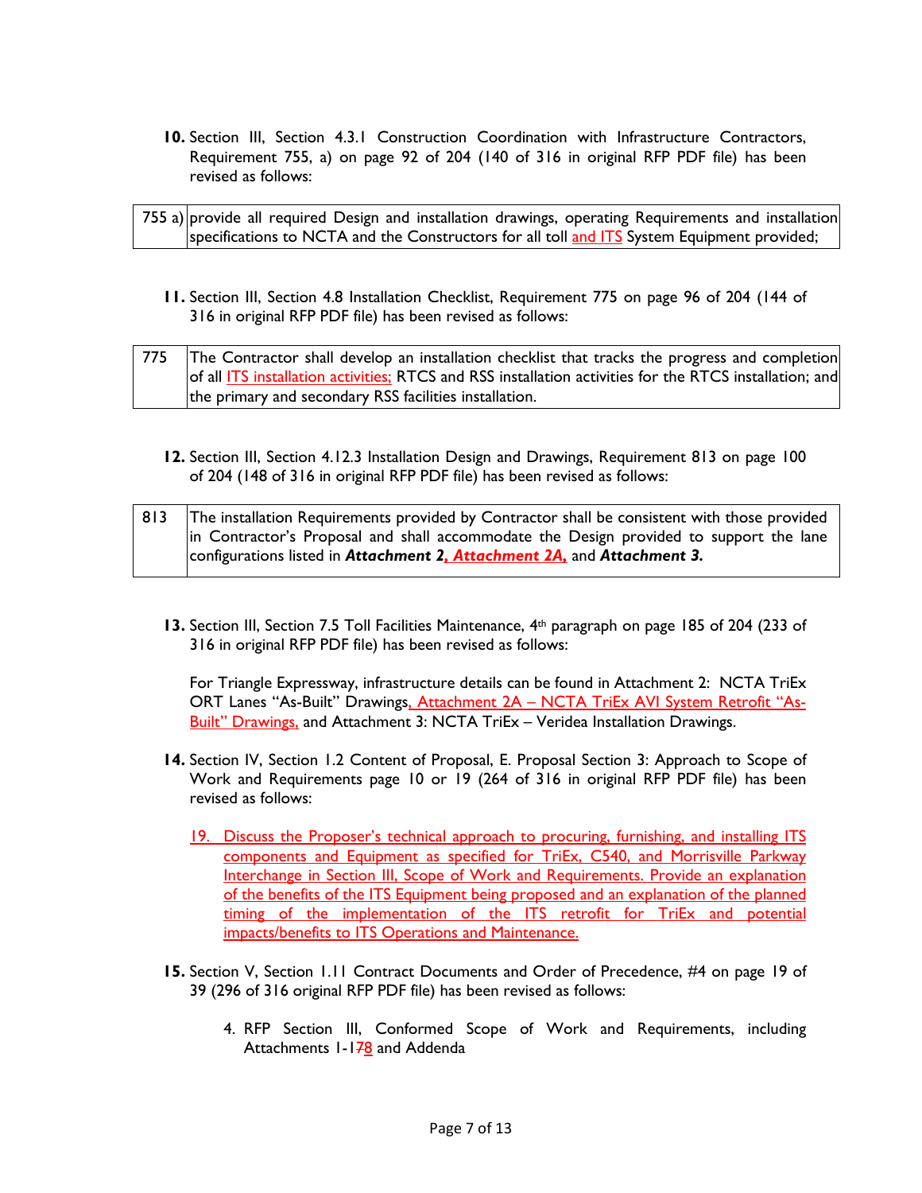**10.** Section III, Section 4.3.1 Construction Coordination with Infrastructure Contractors, Requirement 755, a) on page 92 of 204 (140 of 316 in original RFP PDF file) has been revised as follows:

| 755 a) | provide all required Design and installation drawings, operating Requirements and installation specifications to NCTA and the Constructors for all toll and ITS System Equipment provided; |
|---|---|

**11.** Section III, Section 4.8 Installation Checklist, Requirement 775 on page 96 of 204 (144 of 316 in original RFP PDF file) has been revised as follows:

| 775 | The Contractor shall develop an installation checklist that tracks the progress and completion of all ITS installation activities; RTCS and RSS installation activities for the RTCS installation; and the primary and secondary RSS facilities installation. |
|---|---|

**12.** Section III, Section 4.12.3 Installation Design and Drawings, Requirement 813 on page 100 of 204 (148 of 316 in original RFP PDF file) has been revised as follows:

| 813 | The installation Requirements provided by Contractor shall be consistent with those provided in Contractor's Proposal and shall accommodate the Design provided to support the lane configurations listed in ***Attachment 2***, ***Attachment 2A,*** and ***Attachment 3.*** |
|---|---|

**13.** Section III, Section 7.5 Toll Facilities Maintenance, 4th paragraph on page 185 of 204 (233 of 316 in original RFP PDF file) has been revised as follows:

For Triangle Expressway, infrastructure details can be found in Attachment 2: NCTA TriEx ORT Lanes "As-Built" Drawings, Attachment 2A – NCTA TriEx AVI System Retrofit "As-Built" Drawings, and Attachment 3: NCTA TriEx – Veridea Installation Drawings.

**14.** Section IV, Section 1.2 Content of Proposal, E. Proposal Section 3: Approach to Scope of Work and Requirements page 10 or 19 (264 of 316 in original RFP PDF file) has been revised as follows:

19. Discuss the Proposer's technical approach to procuring, furnishing, and installing ITS components and Equipment as specified for TriEx, C540, and Morrisville Parkway Interchange in Section III, Scope of Work and Requirements. Provide an explanation of the benefits of the ITS Equipment being proposed and an explanation of the planned timing of the implementation of the ITS retrofit for TriEx and potential impacts/benefits to ITS Operations and Maintenance.

**15.** Section V, Section 1.11 Contract Documents and Order of Precedence, #4 on page 19 of 39 (296 of 316 original RFP PDF file) has been revised as follows:

4. RFP Section III, Conformed Scope of Work and Requirements, including Attachments 1-1~~7~~8 and Addenda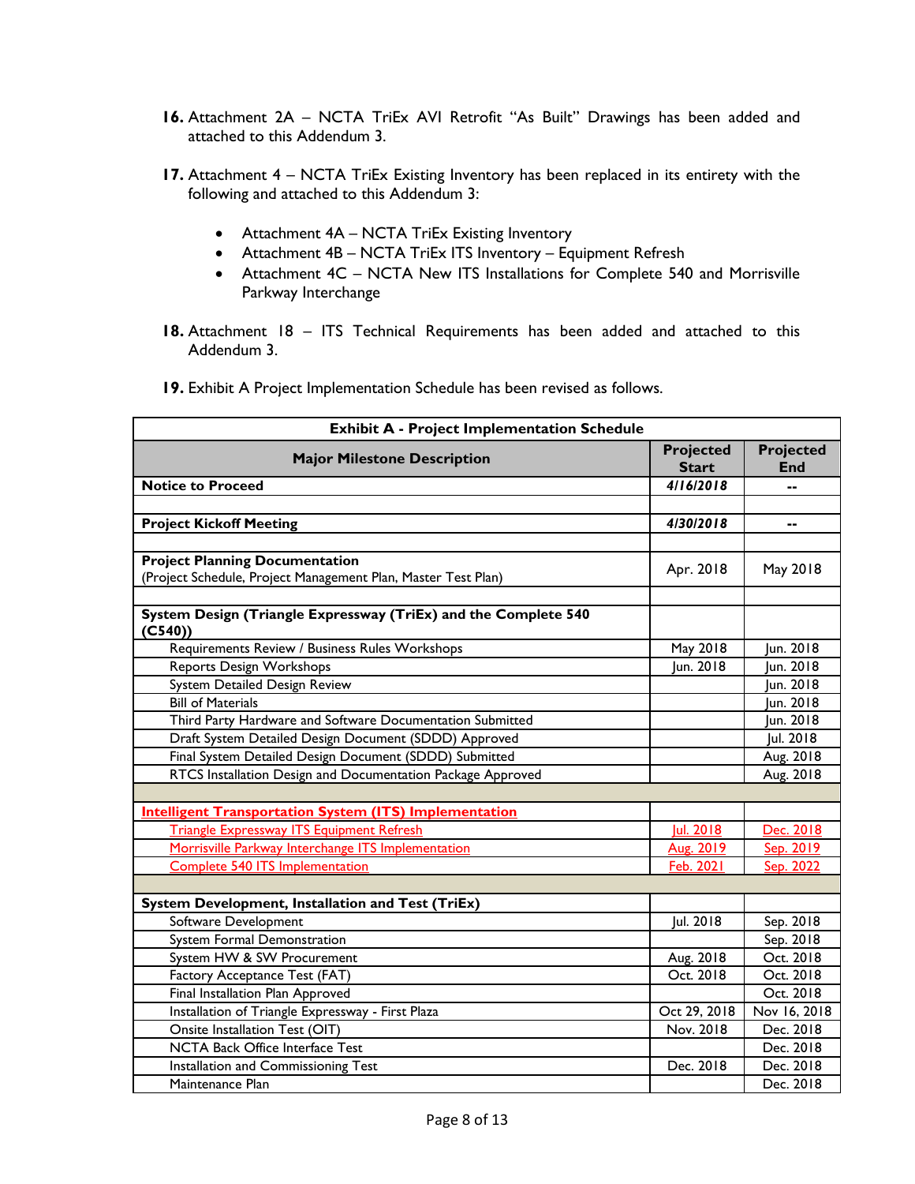16. Attachment 2A – NCTA TriEx AVI Retrofit "As Built" Drawings has been added and attached to this Addendum 3.

17. Attachment 4 – NCTA TriEx Existing Inventory has been replaced in its entirety with the following and attached to this Addendum 3:

    - Attachment 4A – NCTA TriEx Existing Inventory
    - Attachment 4B – NCTA TriEx ITS Inventory – Equipment Refresh
    - Attachment 4C – NCTA New ITS Installations for Complete 540 and Morrisville Parkway Interchange

18. Attachment 18 – ITS Technical Requirements has been added and attached to this Addendum 3.

19. Exhibit A Project Implementation Schedule has been revised as follows.

| **Exhibit A - Project Implementation Schedule** | | |
|---|---|---|
| **Major Milestone Description** | **Projected Start** | **Projected End** |
| **Notice to Proceed** | ***4/16/2018*** | -- |
| | | |
| **Project Kickoff Meeting** | ***4/30/2018*** | -- |
| | | |
| **Project Planning Documentation** (Project Schedule, Project Management Plan, Master Test Plan) | Apr. 2018 | May 2018 |
| | | |
| **System Design (Triangle Expressway (TriEx) and the Complete 540 (C540))** | | |
| Requirements Review / Business Rules Workshops | May 2018 | Jun. 2018 |
| Reports Design Workshops | Jun. 2018 | Jun. 2018 |
| System Detailed Design Review | | Jun. 2018 |
| Bill of Materials | | Jun. 2018 |
| Third Party Hardware and Software Documentation Submitted | | Jun. 2018 |
| Draft System Detailed Design Document (SDDD) Approved | | Jul. 2018 |
| Final System Detailed Design Document (SDDD) Submitted | | Aug. 2018 |
| RTCS Installation Design and Documentation Package Approved | | Aug. 2018 |
| | | |
| **Intelligent Transportation System (ITS) Implementation** | | |
| Triangle Expressway ITS Equipment Refresh | Jul. 2018 | Dec. 2018 |
| Morrisville Parkway Interchange ITS Implementation | Aug. 2019 | Sep. 2019 |
| Complete 540 ITS Implementation | Feb. 2021 | Sep. 2022 |
| | | |
| **System Development, Installation and Test (TriEx)** | | |
| Software Development | Jul. 2018 | Sep. 2018 |
| System Formal Demonstration | | Sep. 2018 |
| System HW & SW Procurement | Aug. 2018 | Oct. 2018 |
| Factory Acceptance Test (FAT) | Oct. 2018 | Oct. 2018 |
| Final Installation Plan Approved | | Oct. 2018 |
| Installation of Triangle Expressway - First Plaza | Oct 29, 2018 | Nov 16, 2018 |
| Onsite Installation Test (OIT) | Nov. 2018 | Dec. 2018 |
| NCTA Back Office Interface Test | | Dec. 2018 |
| Installation and Commissioning Test | Dec. 2018 | Dec. 2018 |
| Maintenance Plan | | Dec. 2018 |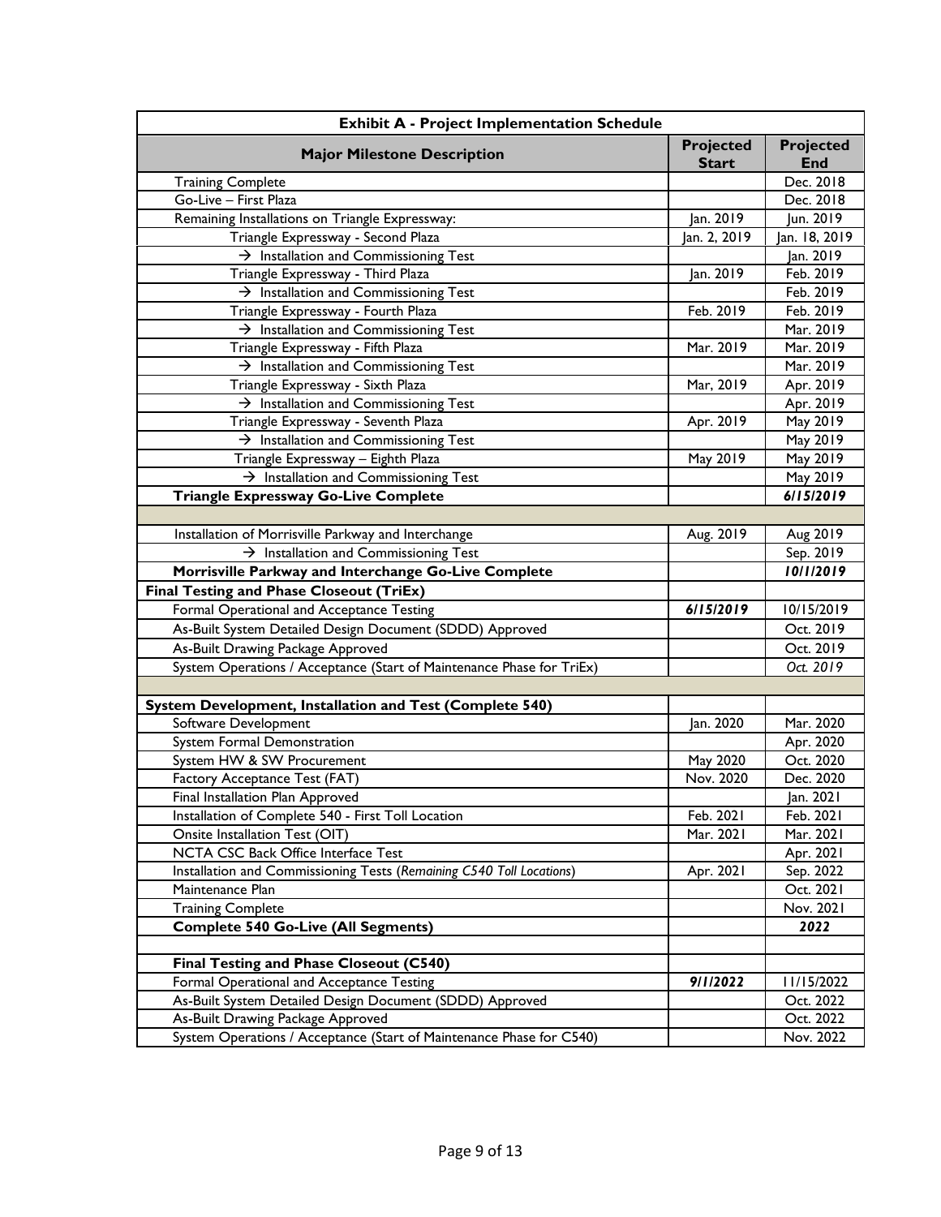| Exhibit A - Project Implementation Schedule | | |
|---|---|---|
| **Major Milestone Description** | **Projected Start** | **Projected End** |
| Training Complete | | Dec. 2018 |
| Go-Live – First Plaza | | Dec. 2018 |
| Remaining Installations on Triangle Expressway: | Jan. 2019 | Jun. 2019 |
| Triangle Expressway - Second Plaza | Jan. 2, 2019 | Jan. 18, 2019 |
| → Installation and Commissioning Test | | Jan. 2019 |
| Triangle Expressway - Third Plaza | Jan. 2019 | Feb. 2019 |
| → Installation and Commissioning Test | | Feb. 2019 |
| Triangle Expressway - Fourth Plaza | Feb. 2019 | Feb. 2019 |
| → Installation and Commissioning Test | | Mar. 2019 |
| Triangle Expressway - Fifth Plaza | Mar. 2019 | Mar. 2019 |
| → Installation and Commissioning Test | | Mar. 2019 |
| Triangle Expressway - Sixth Plaza | Mar, 2019 | Apr. 2019 |
| → Installation and Commissioning Test | | Apr. 2019 |
| Triangle Expressway - Seventh Plaza | Apr. 2019 | May 2019 |
| → Installation and Commissioning Test | | May 2019 |
| Triangle Expressway – Eighth Plaza | May 2019 | May 2019 |
| → Installation and Commissioning Test | | May 2019 |
| **Triangle Expressway Go-Live Complete** | | ***6/15/2019*** |
| | | |
| Installation of Morrisville Parkway and Interchange | Aug. 2019 | Aug 2019 |
| → Installation and Commissioning Test | | Sep. 2019 |
| **Morrisville Parkway and Interchange Go-Live Complete** | | ***10/1/2019*** |
| **Final Testing and Phase Closeout (TriEx)** | | |
| Formal Operational and Acceptance Testing | ***6/15/2019*** | 10/15/2019 |
| As-Built System Detailed Design Document (SDDD) Approved | | Oct. 2019 |
| As-Built Drawing Package Approved | | Oct. 2019 |
| System Operations / Acceptance (Start of Maintenance Phase for TriEx) | | *Oct. 2019* |
| | | |
| **System Development, Installation and Test (Complete 540)** | | |
| Software Development | Jan. 2020 | Mar. 2020 |
| System Formal Demonstration | | Apr. 2020 |
| System HW & SW Procurement | May 2020 | Oct. 2020 |
| Factory Acceptance Test (FAT) | Nov. 2020 | Dec. 2020 |
| Final Installation Plan Approved | | Jan. 2021 |
| Installation of Complete 540 - First Toll Location | Feb. 2021 | Feb. 2021 |
| Onsite Installation Test (OIT) | Mar. 2021 | Mar. 2021 |
| NCTA CSC Back Office Interface Test | | Apr. 2021 |
| Installation and Commissioning Tests (*Remaining C540 Toll Locations*) | Apr. 2021 | Sep. 2022 |
| Maintenance Plan | | Oct. 2021 |
| Training Complete | | Nov. 2021 |
| **Complete 540 Go-Live (All Segments)** | | ***2022*** |
| | | |
| **Final Testing and Phase Closeout (C540)** | | |
| Formal Operational and Acceptance Testing | ***9/1/2022*** | 11/15/2022 |
| As-Built System Detailed Design Document (SDDD) Approved | | Oct. 2022 |
| As-Built Drawing Package Approved | | Oct. 2022 |
| System Operations / Acceptance (Start of Maintenance Phase for C540) | | Nov. 2022 |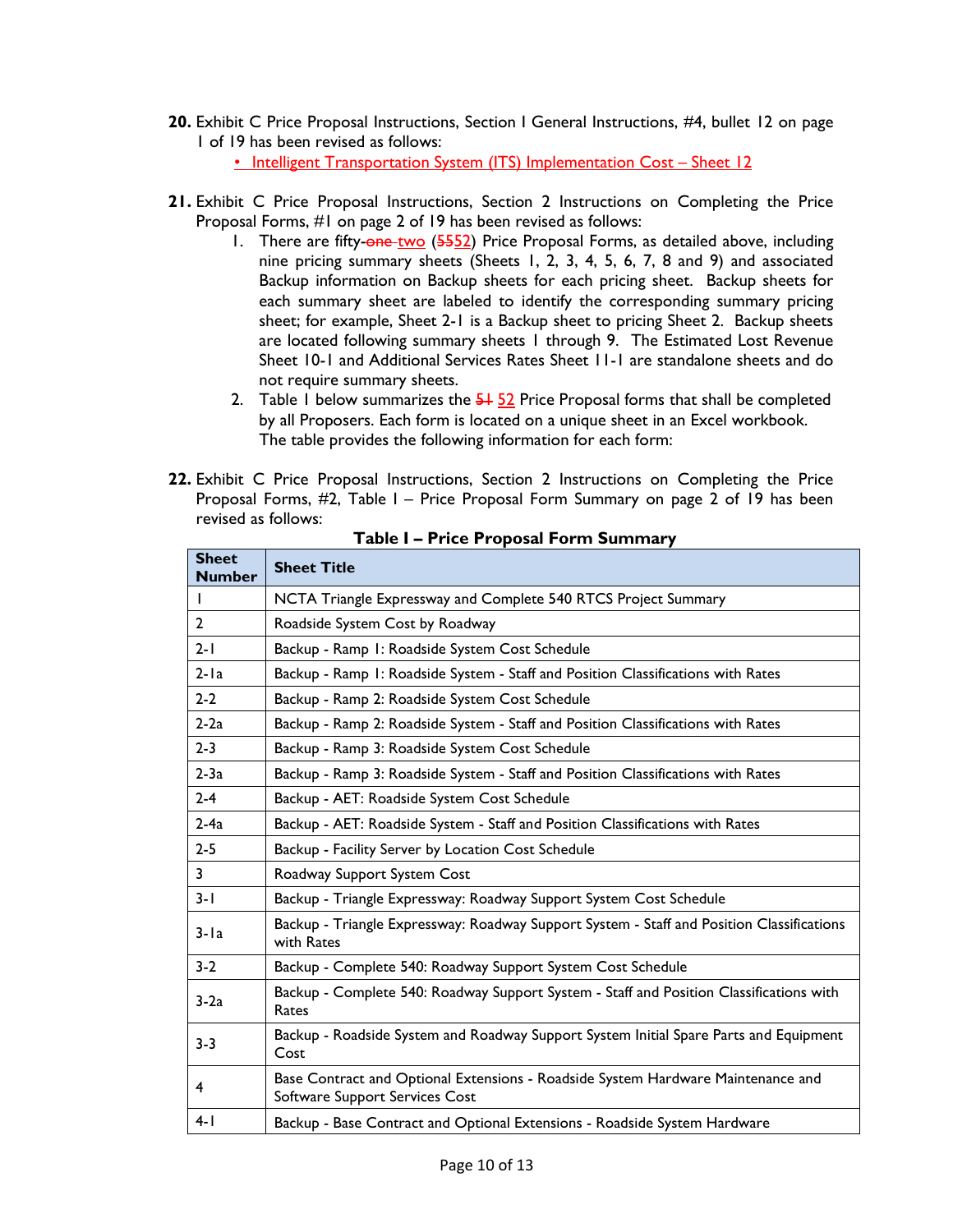**20.** Exhibit C Price Proposal Instructions, Section 1 General Instructions, #4, bullet 12 on page 1 of 19 has been revised as follows:

- Intelligent Transportation System (ITS) Implementation Cost – Sheet 12

**21.** Exhibit C Price Proposal Instructions, Section 2 Instructions on Completing the Price Proposal Forms, #1 on page 2 of 19 has been revised as follows:

1. There are fifty-~~one~~ two (~~55~~52) Price Proposal Forms, as detailed above, including nine pricing summary sheets (Sheets 1, 2, 3, 4, 5, 6, 7, 8 and 9) and associated Backup information on Backup sheets for each pricing sheet. Backup sheets for each summary sheet are labeled to identify the corresponding summary pricing sheet; for example, Sheet 2-1 is a Backup sheet to pricing Sheet 2. Backup sheets are located following summary sheets 1 through 9. The Estimated Lost Revenue Sheet 10-1 and Additional Services Rates Sheet 11-1 are standalone sheets and do not require summary sheets.
2. Table 1 below summarizes the ~~51~~ 52 Price Proposal forms that shall be completed by all Proposers. Each form is located on a unique sheet in an Excel workbook. The table provides the following information for each form:

**22.** Exhibit C Price Proposal Instructions, Section 2 Instructions on Completing the Price Proposal Forms, #2, Table 1 – Price Proposal Form Summary on page 2 of 19 has been revised as follows:

**Table 1 – Price Proposal Form Summary**

| Sheet Number | Sheet Title |
|---|---|
| 1 | NCTA Triangle Expressway and Complete 540 RTCS Project Summary |
| 2 | Roadside System Cost by Roadway |
| 2-1 | Backup - Ramp 1: Roadside System Cost Schedule |
| 2-1a | Backup - Ramp 1: Roadside System - Staff and Position Classifications with Rates |
| 2-2 | Backup - Ramp 2: Roadside System Cost Schedule |
| 2-2a | Backup - Ramp 2: Roadside System - Staff and Position Classifications with Rates |
| 2-3 | Backup - Ramp 3: Roadside System Cost Schedule |
| 2-3a | Backup - Ramp 3: Roadside System - Staff and Position Classifications with Rates |
| 2-4 | Backup - AET: Roadside System Cost Schedule |
| 2-4a | Backup - AET: Roadside System - Staff and Position Classifications with Rates |
| 2-5 | Backup - Facility Server by Location Cost Schedule |
| 3 | Roadway Support System Cost |
| 3-1 | Backup - Triangle Expressway: Roadway Support System Cost Schedule |
| 3-1a | Backup - Triangle Expressway: Roadway Support System - Staff and Position Classifications with Rates |
| 3-2 | Backup - Complete 540: Roadway Support System Cost Schedule |
| 3-2a | Backup - Complete 540: Roadway Support System - Staff and Position Classifications with Rates |
| 3-3 | Backup - Roadside System and Roadway Support System Initial Spare Parts and Equipment Cost |
| 4 | Base Contract and Optional Extensions - Roadside System Hardware Maintenance and Software Support Services Cost |
| 4-1 | Backup - Base Contract and Optional Extensions - Roadside System Hardware |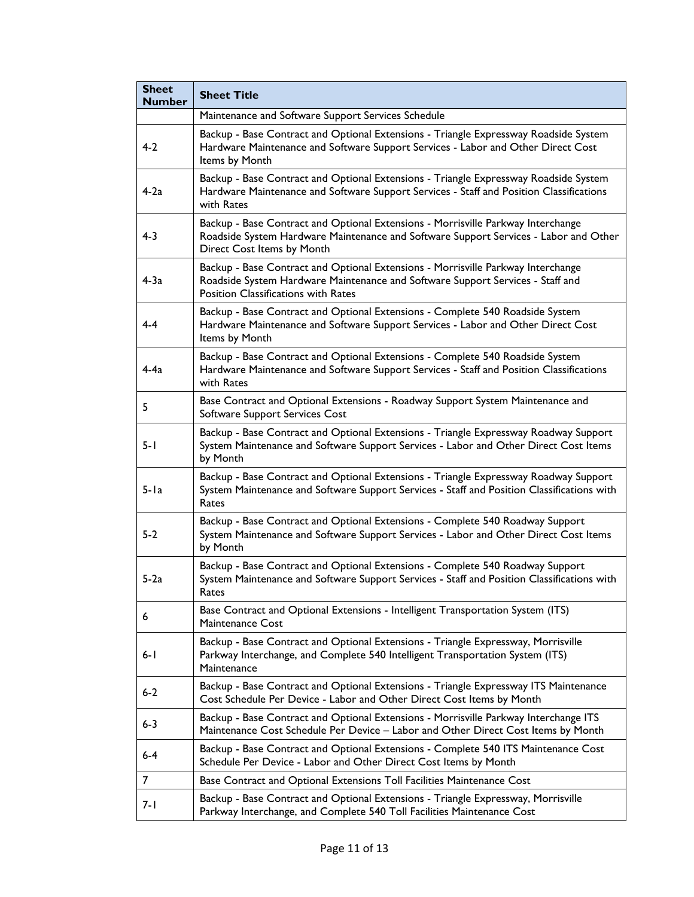| Sheet Number | Sheet Title |
|---|---|
| | Maintenance and Software Support Services Schedule |
| 4-2 | Backup - Base Contract and Optional Extensions - Triangle Expressway Roadside System Hardware Maintenance and Software Support Services - Labor and Other Direct Cost Items by Month |
| 4-2a | Backup - Base Contract and Optional Extensions - Triangle Expressway Roadside System Hardware Maintenance and Software Support Services - Staff and Position Classifications with Rates |
| 4-3 | Backup - Base Contract and Optional Extensions - Morrisville Parkway Interchange Roadside System Hardware Maintenance and Software Support Services - Labor and Other Direct Cost Items by Month |
| 4-3a | Backup - Base Contract and Optional Extensions - Morrisville Parkway Interchange Roadside System Hardware Maintenance and Software Support Services - Staff and Position Classifications with Rates |
| 4-4 | Backup - Base Contract and Optional Extensions - Complete 540 Roadside System Hardware Maintenance and Software Support Services - Labor and Other Direct Cost Items by Month |
| 4-4a | Backup - Base Contract and Optional Extensions - Complete 540 Roadside System Hardware Maintenance and Software Support Services - Staff and Position Classifications with Rates |
| 5 | Base Contract and Optional Extensions - Roadway Support System Maintenance and Software Support Services Cost |
| 5-1 | Backup - Base Contract and Optional Extensions - Triangle Expressway Roadway Support System Maintenance and Software Support Services - Labor and Other Direct Cost Items by Month |
| 5-1a | Backup - Base Contract and Optional Extensions - Triangle Expressway Roadway Support System Maintenance and Software Support Services - Staff and Position Classifications with Rates |
| 5-2 | Backup - Base Contract and Optional Extensions - Complete 540 Roadway Support System Maintenance and Software Support Services - Labor and Other Direct Cost Items by Month |
| 5-2a | Backup - Base Contract and Optional Extensions - Complete 540 Roadway Support System Maintenance and Software Support Services - Staff and Position Classifications with Rates |
| 6 | Base Contract and Optional Extensions - Intelligent Transportation System (ITS) Maintenance Cost |
| 6-1 | Backup - Base Contract and Optional Extensions - Triangle Expressway, Morrisville Parkway Interchange, and Complete 540 Intelligent Transportation System (ITS) Maintenance |
| 6-2 | Backup - Base Contract and Optional Extensions - Triangle Expressway ITS Maintenance Cost Schedule Per Device - Labor and Other Direct Cost Items by Month |
| 6-3 | Backup - Base Contract and Optional Extensions - Morrisville Parkway Interchange ITS Maintenance Cost Schedule Per Device – Labor and Other Direct Cost Items by Month |
| 6-4 | Backup - Base Contract and Optional Extensions - Complete 540 ITS Maintenance Cost Schedule Per Device - Labor and Other Direct Cost Items by Month |
| 7 | Base Contract and Optional Extensions Toll Facilities Maintenance Cost |
| 7-1 | Backup - Base Contract and Optional Extensions - Triangle Expressway, Morrisville Parkway Interchange, and Complete 540 Toll Facilities Maintenance Cost |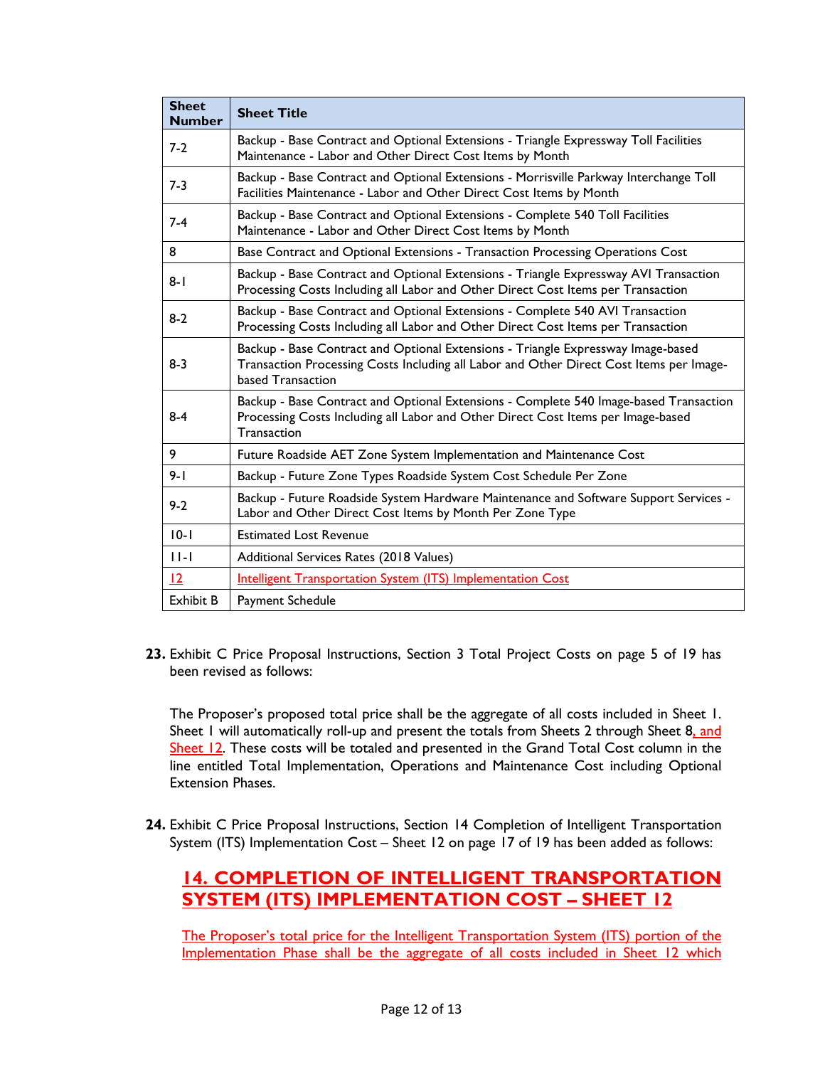| Sheet Number | Sheet Title |
|---|---|
| 7-2 | Backup - Base Contract and Optional Extensions - Triangle Expressway Toll Facilities Maintenance - Labor and Other Direct Cost Items by Month |
| 7-3 | Backup - Base Contract and Optional Extensions - Morrisville Parkway Interchange Toll Facilities Maintenance - Labor and Other Direct Cost Items by Month |
| 7-4 | Backup - Base Contract and Optional Extensions - Complete 540 Toll Facilities Maintenance - Labor and Other Direct Cost Items by Month |
| 8 | Base Contract and Optional Extensions - Transaction Processing Operations Cost |
| 8-1 | Backup - Base Contract and Optional Extensions - Triangle Expressway AVI Transaction Processing Costs Including all Labor and Other Direct Cost Items per Transaction |
| 8-2 | Backup - Base Contract and Optional Extensions - Complete 540 AVI Transaction Processing Costs Including all Labor and Other Direct Cost Items per Transaction |
| 8-3 | Backup - Base Contract and Optional Extensions - Triangle Expressway Image-based Transaction Processing Costs Including all Labor and Other Direct Cost Items per Image-based Transaction |
| 8-4 | Backup - Base Contract and Optional Extensions - Complete 540 Image-based Transaction Processing Costs Including all Labor and Other Direct Cost Items per Image-based Transaction |
| 9 | Future Roadside AET Zone System Implementation and Maintenance Cost |
| 9-1 | Backup - Future Zone Types Roadside System Cost Schedule Per Zone |
| 9-2 | Backup - Future Roadside System Hardware Maintenance and Software Support Services - Labor and Other Direct Cost Items by Month Per Zone Type |
| 10-1 | Estimated Lost Revenue |
| 11-1 | Additional Services Rates (2018 Values) |
| 12 | Intelligent Transportation System (ITS) Implementation Cost |
| Exhibit B | Payment Schedule |

**23.** Exhibit C Price Proposal Instructions, Section 3 Total Project Costs on page 5 of 19 has been revised as follows:

The Proposer's proposed total price shall be the aggregate of all costs included in Sheet 1. Sheet 1 will automatically roll-up and present the totals from Sheets 2 through Sheet 8, and Sheet 12. These costs will be totaled and presented in the Grand Total Cost column in the line entitled Total Implementation, Operations and Maintenance Cost including Optional Extension Phases.

**24.** Exhibit C Price Proposal Instructions, Section 14 Completion of Intelligent Transportation System (ITS) Implementation Cost – Sheet 12 on page 17 of 19 has been added as follows:

## 14. COMPLETION OF INTELLIGENT TRANSPORTATION SYSTEM (ITS) IMPLEMENTATION COST – SHEET 12

The Proposer's total price for the Intelligent Transportation System (ITS) portion of the Implementation Phase shall be the aggregate of all costs included in Sheet 12 which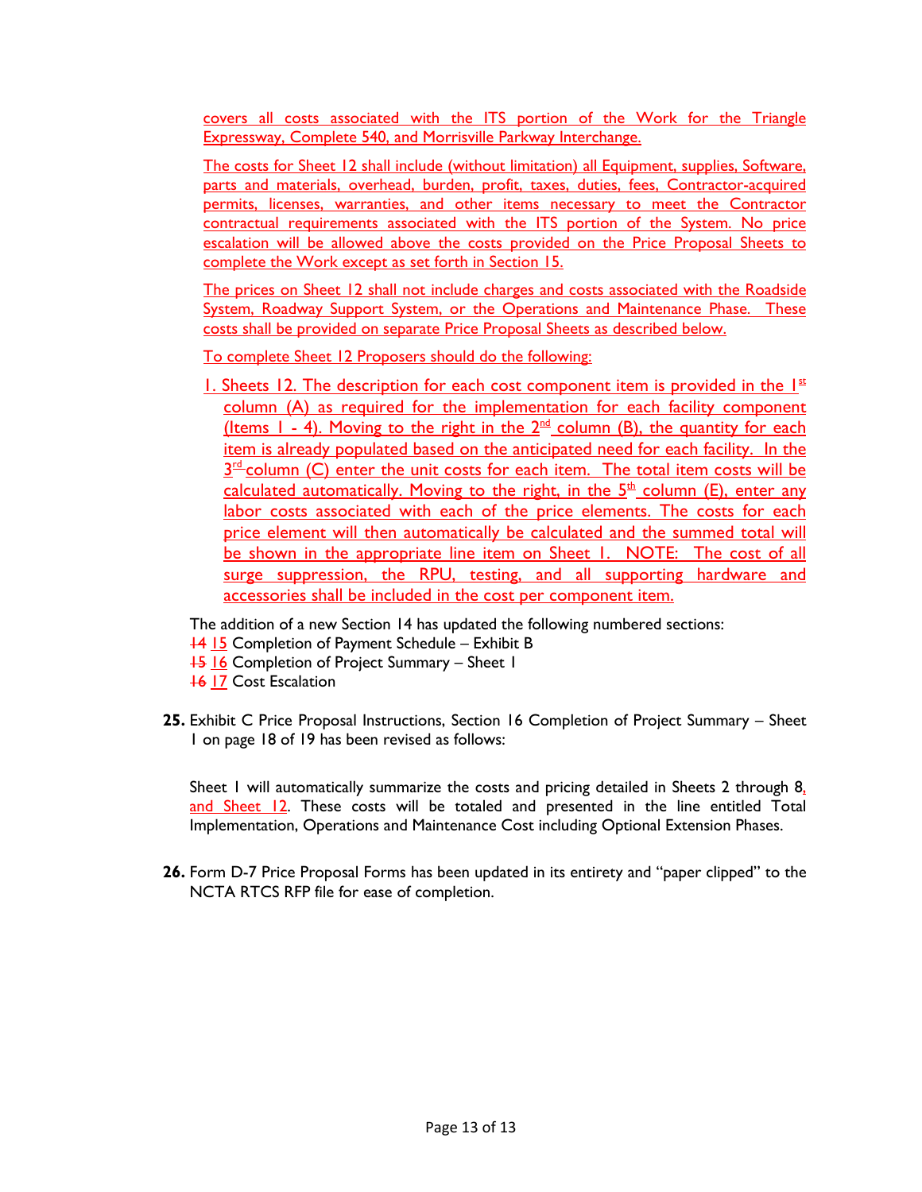covers all costs associated with the ITS portion of the Work for the Triangle Expressway, Complete 540, and Morrisville Parkway Interchange.

The costs for Sheet 12 shall include (without limitation) all Equipment, supplies, Software, parts and materials, overhead, burden, profit, taxes, duties, fees, Contractor-acquired permits, licenses, warranties, and other items necessary to meet the Contractor contractual requirements associated with the ITS portion of the System. No price escalation will be allowed above the costs provided on the Price Proposal Sheets to complete the Work except as set forth in Section 15.

The prices on Sheet 12 shall not include charges and costs associated with the Roadside System, Roadway Support System, or the Operations and Maintenance Phase. These costs shall be provided on separate Price Proposal Sheets as described below.

To complete Sheet 12 Proposers should do the following:

1. Sheets 12. The description for each cost component item is provided in the 1st column (A) as required for the implementation for each facility component (Items 1 - 4). Moving to the right in the 2nd column (B), the quantity for each item is already populated based on the anticipated need for each facility. In the 3rd column (C) enter the unit costs for each item. The total item costs will be calculated automatically. Moving to the right, in the 5th column (E), enter any labor costs associated with each of the price elements. The costs for each price element will then automatically be calculated and the summed total will be shown in the appropriate line item on Sheet 1. NOTE: The cost of all surge suppression, the RPU, testing, and all supporting hardware and accessories shall be included in the cost per component item.

The addition of a new Section 14 has updated the following numbered sections:
~~14~~ 15 Completion of Payment Schedule – Exhibit B
~~15~~ 16 Completion of Project Summary – Sheet 1
~~16~~ 17 Cost Escalation

**25.** Exhibit C Price Proposal Instructions, Section 16 Completion of Project Summary – Sheet 1 on page 18 of 19 has been revised as follows:

Sheet 1 will automatically summarize the costs and pricing detailed in Sheets 2 through 8, and Sheet 12. These costs will be totaled and presented in the line entitled Total Implementation, Operations and Maintenance Cost including Optional Extension Phases.

**26.** Form D-7 Price Proposal Forms has been updated in its entirety and "paper clipped" to the NCTA RTCS RFP file for ease of completion.